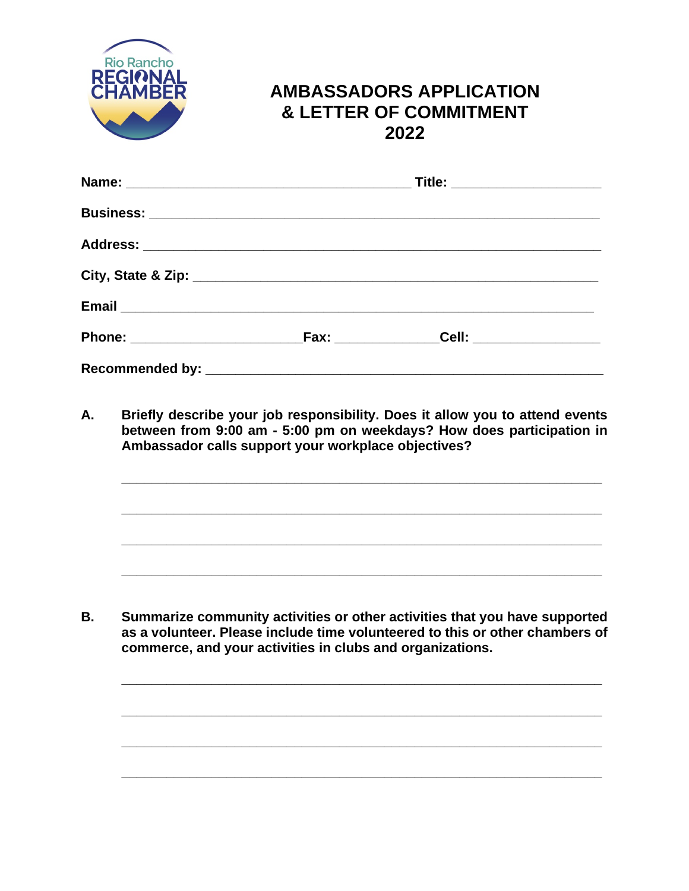Rio Rancho REGIONAL CHAMBER

# AMBASSADORS APPLICATION & LETTER OF COMMITMENT 2022

**Name:** ______________________________________ **Title:** ____________________

**Business:** ____________________________________________________________

**Address:** _____________________________________________________________

**City, State & Zip:** ______________________________________________________

**Email** ________________________________________________________________

**Phone:** _______________________ **Fax:** ______________ **Cell:** _________________

**Recommended by:** _____________________________________________________

**A.** **Briefly describe your job responsibility. Does it allow you to attend events between from 9:00 am - 5:00 pm on weekdays? How does participation in Ambassador calls support your workplace objectives?**

_________________________________________________________________

_________________________________________________________________

_________________________________________________________________

_________________________________________________________________

**B.** **Summarize community activities or other activities that you have supported as a volunteer. Please include time volunteered to this or other chambers of commerce, and your activities in clubs and organizations.**

_________________________________________________________________

_________________________________________________________________

_________________________________________________________________

_________________________________________________________________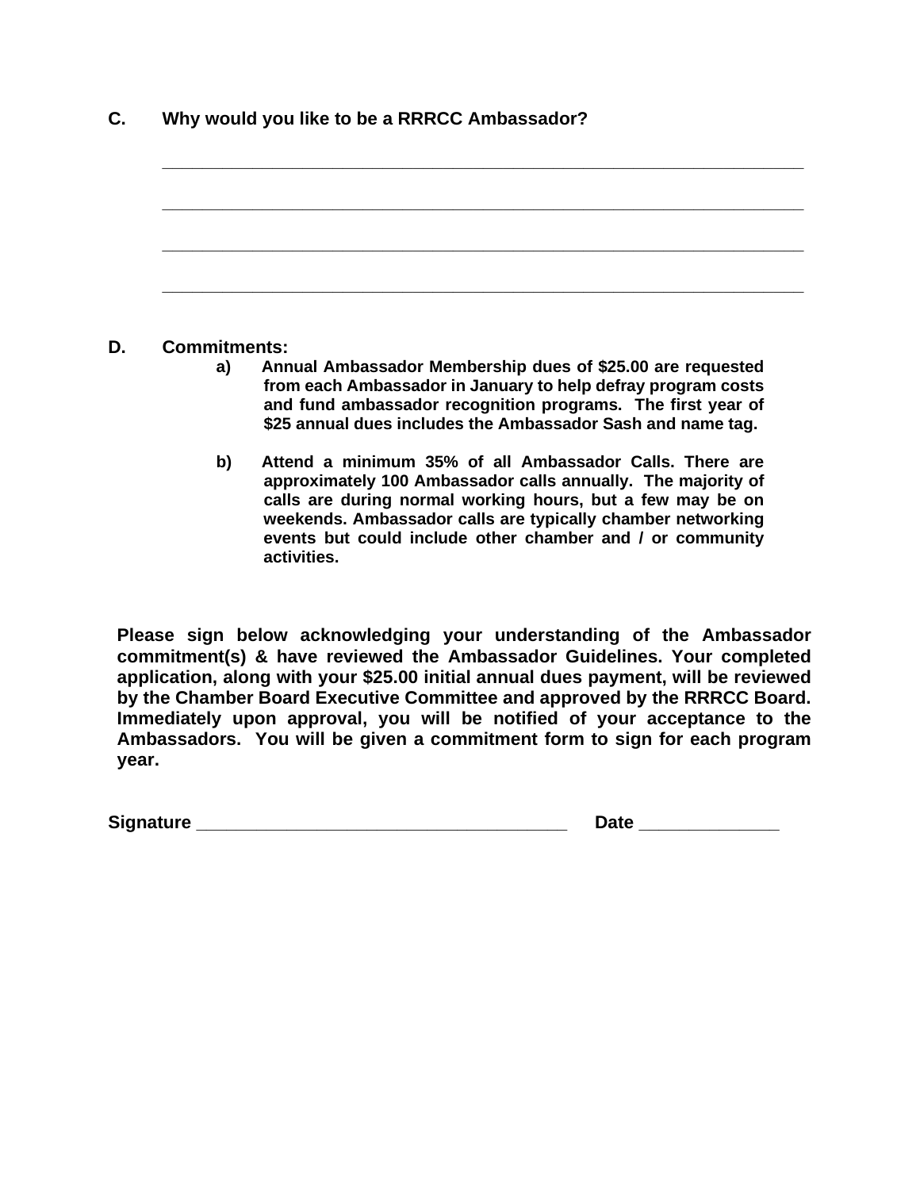**C. Why would you like to be a RRRCC Ambassador?**

____________________________________________________________________

____________________________________________________________________

____________________________________________________________________

____________________________________________________________________

**D. Commitments:**

**a) Annual Ambassador Membership dues of $25.00 are requested from each Ambassador in January to help defray program costs and fund ambassador recognition programs. The first year of $25 annual dues includes the Ambassador Sash and name tag.**

**b) Attend a minimum 35% of all Ambassador Calls. There are approximately 100 Ambassador calls annually. The majority of calls are during normal working hours, but a few may be on weekends. Ambassador calls are typically chamber networking events but could include other chamber and / or community activities.**

**Please sign below acknowledging your understanding of the Ambassador commitment(s) & have reviewed the Ambassador Guidelines. Your completed application, along with your $25.00 initial annual dues payment, will be reviewed by the Chamber Board Executive Committee and approved by the RRRCC Board. Immediately upon approval, you will be notified of your acceptance to the Ambassadors. You will be given a commitment form to sign for each program year.**

**Signature** ____________________________________ **Date** ______________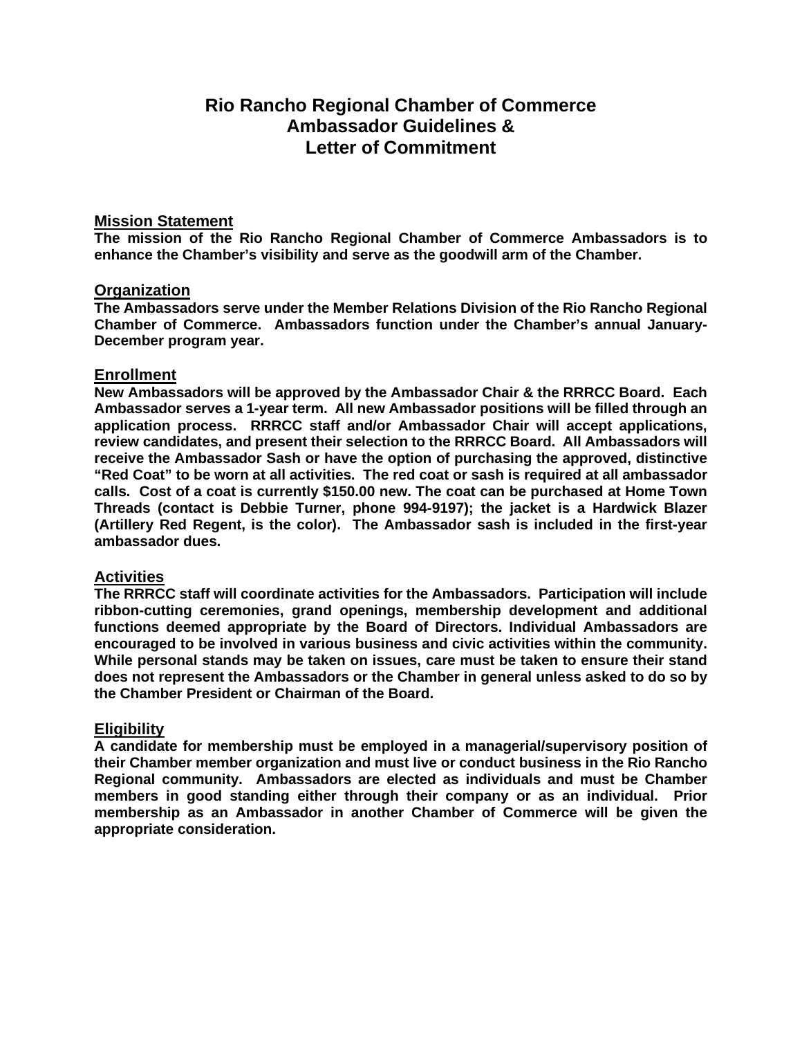# Rio Rancho Regional Chamber of Commerce
# Ambassador Guidelines &
# Letter of Commitment

## Mission Statement

**The mission of the Rio Rancho Regional Chamber of Commerce Ambassadors is to enhance the Chamber's visibility and serve as the goodwill arm of the Chamber.**

## Organization

**The Ambassadors serve under the Member Relations Division of the Rio Rancho Regional Chamber of Commerce. Ambassadors function under the Chamber's annual January-December program year.**

## Enrollment

**New Ambassadors will be approved by the Ambassador Chair & the RRRCC Board. Each Ambassador serves a 1-year term. All new Ambassador positions will be filled through an application process. RRRCC staff and/or Ambassador Chair will accept applications, review candidates, and present their selection to the RRRCC Board. All Ambassadors will receive the Ambassador Sash or have the option of purchasing the approved, distinctive "Red Coat" to be worn at all activities. The red coat or sash is required at all ambassador calls. Cost of a coat is currently $150.00 new. The coat can be purchased at Home Town Threads (contact is Debbie Turner, phone 994-9197); the jacket is a Hardwick Blazer (Artillery Red Regent, is the color). The Ambassador sash is included in the first-year ambassador dues.**

## Activities

**The RRRCC staff will coordinate activities for the Ambassadors. Participation will include ribbon-cutting ceremonies, grand openings, membership development and additional functions deemed appropriate by the Board of Directors. Individual Ambassadors are encouraged to be involved in various business and civic activities within the community. While personal stands may be taken on issues, care must be taken to ensure their stand does not represent the Ambassadors or the Chamber in general unless asked to do so by the Chamber President or Chairman of the Board.**

## Eligibility

**A candidate for membership must be employed in a managerial/supervisory position of their Chamber member organization and must live or conduct business in the Rio Rancho Regional community. Ambassadors are elected as individuals and must be Chamber members in good standing either through their company or as an individual. Prior membership as an Ambassador in another Chamber of Commerce will be given the appropriate consideration.**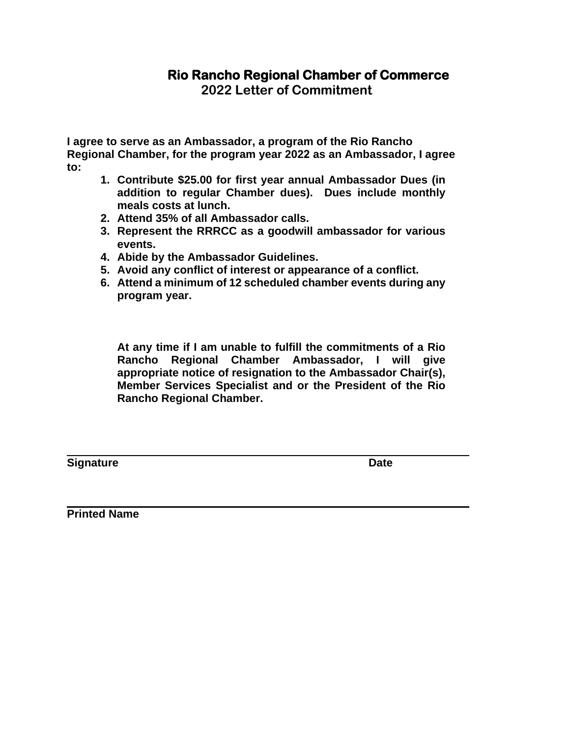# Rio Rancho Regional Chamber of Commerce

## 2022 Letter of Commitment

**I agree to serve as an Ambassador, a program of the Rio Rancho Regional Chamber, for the program year 2022 as an Ambassador, I agree to:**

1. **Contribute $25.00 for first year annual Ambassador Dues (in addition to regular Chamber dues). Dues include monthly meals costs at lunch.**
2. **Attend 35% of all Ambassador calls.**
3. **Represent the RRRCC as a goodwill ambassador for various events.**
4. **Abide by the Ambassador Guidelines.**
5. **Avoid any conflict of interest or appearance of a conflict.**
6. **Attend a minimum of 12 scheduled chamber events during any program year.**

**At any time if I am unable to fulfill the commitments of a Rio Rancho Regional Chamber Ambassador, I will give appropriate notice of resignation to the Ambassador Chair(s), Member Services Specialist and or the President of the Rio Rancho Regional Chamber.**

______________________________________________________________

**Signature** **Date**

______________________________________________________________

**Printed Name**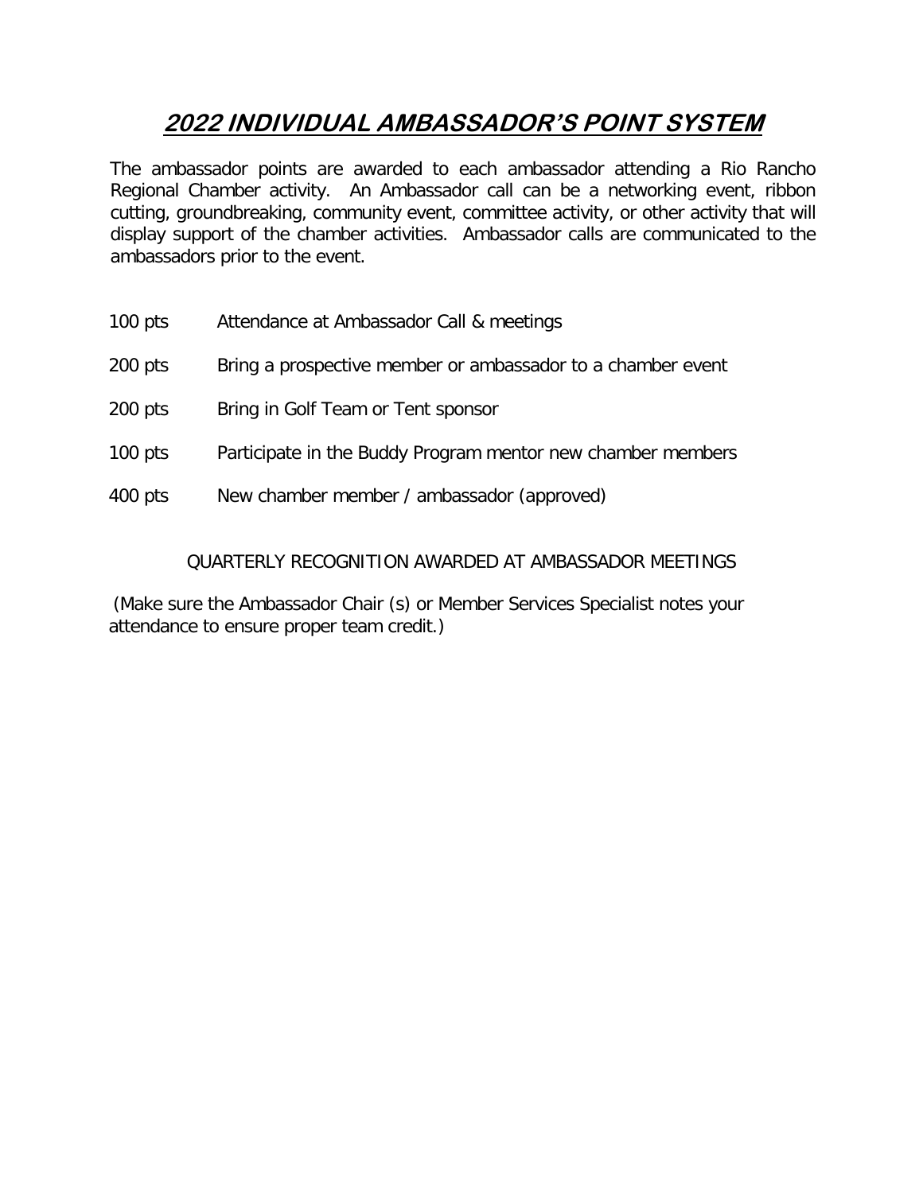# ***2022 INDIVIDUAL AMBASSADOR'S POINT SYSTEM***

The ambassador points are awarded to each ambassador attending a Rio Rancho Regional Chamber activity. An Ambassador call can be a networking event, ribbon cutting, groundbreaking, community event, committee activity, or other activity that will display support of the chamber activities. Ambassador calls are communicated to the ambassadors prior to the event.

| | |
|---|---|
| 100 pts | Attendance at Ambassador Call & meetings |
| 200 pts | Bring a prospective member or ambassador to a chamber event |
| 200 pts | Bring in Golf Team or Tent sponsor |
| 100 pts | Participate in the Buddy Program mentor new chamber members |
| 400 pts | New chamber member / ambassador (approved) |

QUARTERLY RECOGNITION AWARDED AT AMBASSADOR MEETINGS

(Make sure the Ambassador Chair (s) or Member Services Specialist notes your attendance to ensure proper team credit.)